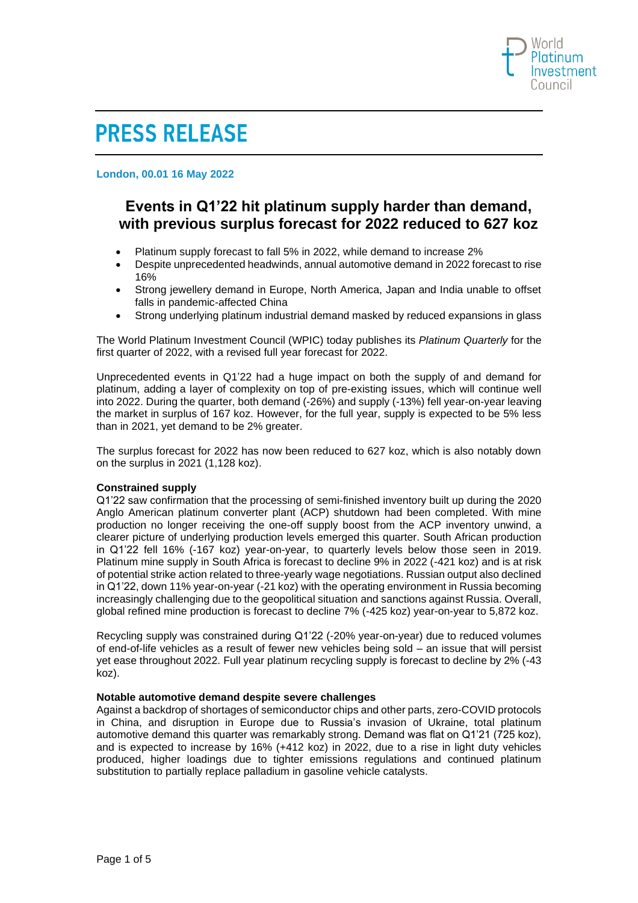World Platinum Investment Council

# PRESS RELEASE

**London, 00.01 16 May 2022**

## Events in Q1'22 hit platinum supply harder than demand, with previous surplus forecast for 2022 reduced to 627 koz

- Platinum supply forecast to fall 5% in 2022, while demand to increase 2%
- Despite unprecedented headwinds, annual automotive demand in 2022 forecast to rise 16%
- Strong jewellery demand in Europe, North America, Japan and India unable to offset falls in pandemic-affected China
- Strong underlying platinum industrial demand masked by reduced expansions in glass

The World Platinum Investment Council (WPIC) today publishes its *Platinum Quarterly* for the first quarter of 2022, with a revised full year forecast for 2022.

Unprecedented events in Q1'22 had a huge impact on both the supply of and demand for platinum, adding a layer of complexity on top of pre-existing issues, which will continue well into 2022. During the quarter, both demand (-26%) and supply (-13%) fell year-on-year leaving the market in surplus of 167 koz. However, for the full year, supply is expected to be 5% less than in 2021, yet demand to be 2% greater.

The surplus forecast for 2022 has now been reduced to 627 koz, which is also notably down on the surplus in 2021 (1,128 koz).

**Constrained supply**

Q1'22 saw confirmation that the processing of semi-finished inventory built up during the 2020 Anglo American platinum converter plant (ACP) shutdown had been completed. With mine production no longer receiving the one-off supply boost from the ACP inventory unwind, a clearer picture of underlying production levels emerged this quarter. South African production in Q1'22 fell 16% (-167 koz) year-on-year, to quarterly levels below those seen in 2019. Platinum mine supply in South Africa is forecast to decline 9% in 2022 (-421 koz) and is at risk of potential strike action related to three-yearly wage negotiations. Russian output also declined in Q1'22, down 11% year-on-year (-21 koz) with the operating environment in Russia becoming increasingly challenging due to the geopolitical situation and sanctions against Russia. Overall, global refined mine production is forecast to decline 7% (-425 koz) year-on-year to 5,872 koz.

Recycling supply was constrained during Q1'22 (-20% year-on-year) due to reduced volumes of end-of-life vehicles as a result of fewer new vehicles being sold – an issue that will persist yet ease throughout 2022. Full year platinum recycling supply is forecast to decline by 2% (-43 koz).

**Notable automotive demand despite severe challenges**

Against a backdrop of shortages of semiconductor chips and other parts, zero-COVID protocols in China, and disruption in Europe due to Russia's invasion of Ukraine, total platinum automotive demand this quarter was remarkably strong. Demand was flat on Q1'21 (725 koz), and is expected to increase by 16% (+412 koz) in 2022, due to a rise in light duty vehicles produced, higher loadings due to tighter emissions regulations and continued platinum substitution to partially replace palladium in gasoline vehicle catalysts.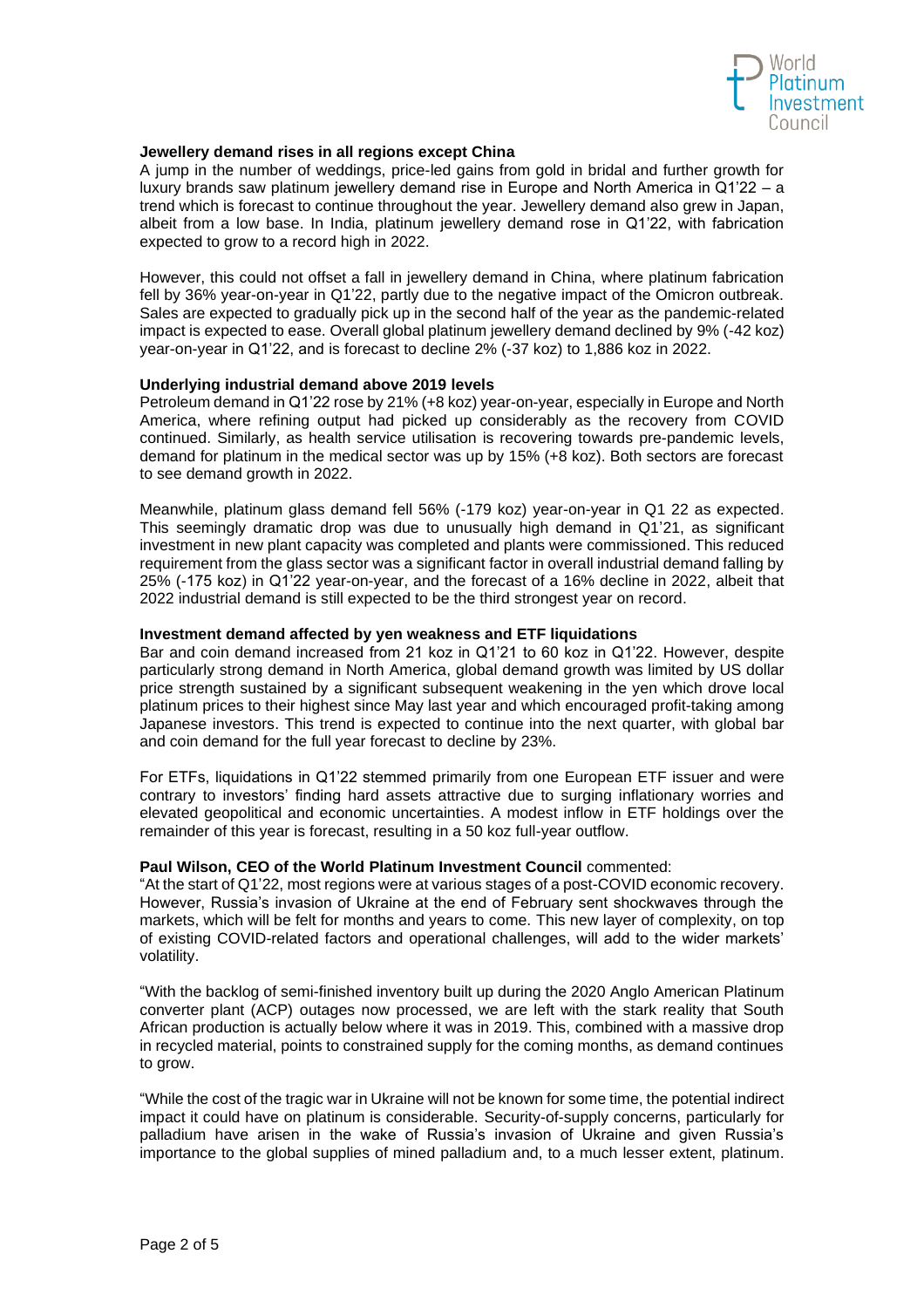### Jewellery demand rises in all regions except China

A jump in the number of weddings, price-led gains from gold in bridal and further growth for luxury brands saw platinum jewellery demand rise in Europe and North America in Q1'22 – a trend which is forecast to continue throughout the year. Jewellery demand also grew in Japan, albeit from a low base. In India, platinum jewellery demand rose in Q1'22, with fabrication expected to grow to a record high in 2022.

However, this could not offset a fall in jewellery demand in China, where platinum fabrication fell by 36% year-on-year in Q1'22, partly due to the negative impact of the Omicron outbreak. Sales are expected to gradually pick up in the second half of the year as the pandemic-related impact is expected to ease. Overall global platinum jewellery demand declined by 9% (-42 koz) year-on-year in Q1'22, and is forecast to decline 2% (-37 koz) to 1,886 koz in 2022.

### Underlying industrial demand above 2019 levels

Petroleum demand in Q1'22 rose by 21% (+8 koz) year-on-year, especially in Europe and North America, where refining output had picked up considerably as the recovery from COVID continued. Similarly, as health service utilisation is recovering towards pre-pandemic levels, demand for platinum in the medical sector was up by 15% (+8 koz). Both sectors are forecast to see demand growth in 2022.

Meanwhile, platinum glass demand fell 56% (-179 koz) year-on-year in Q1 22 as expected. This seemingly dramatic drop was due to unusually high demand in Q1'21, as significant investment in new plant capacity was completed and plants were commissioned. This reduced requirement from the glass sector was a significant factor in overall industrial demand falling by 25% (-175 koz) in Q1'22 year-on-year, and the forecast of a 16% decline in 2022, albeit that 2022 industrial demand is still expected to be the third strongest year on record.

### Investment demand affected by yen weakness and ETF liquidations

Bar and coin demand increased from 21 koz in Q1'21 to 60 koz in Q1'22. However, despite particularly strong demand in North America, global demand growth was limited by US dollar price strength sustained by a significant subsequent weakening in the yen which drove local platinum prices to their highest since May last year and which encouraged profit-taking among Japanese investors. This trend is expected to continue into the next quarter, with global bar and coin demand for the full year forecast to decline by 23%.

For ETFs, liquidations in Q1'22 stemmed primarily from one European ETF issuer and were contrary to investors' finding hard assets attractive due to surging inflationary worries and elevated geopolitical and economic uncertainties. A modest inflow in ETF holdings over the remainder of this year is forecast, resulting in a 50 koz full-year outflow.

**Paul Wilson, CEO of the World Platinum Investment Council** commented:

"At the start of Q1'22, most regions were at various stages of a post-COVID economic recovery. However, Russia's invasion of Ukraine at the end of February sent shockwaves through the markets, which will be felt for months and years to come. This new layer of complexity, on top of existing COVID-related factors and operational challenges, will add to the wider markets' volatility.

"With the backlog of semi-finished inventory built up during the 2020 Anglo American Platinum converter plant (ACP) outages now processed, we are left with the stark reality that South African production is actually below where it was in 2019. This, combined with a massive drop in recycled material, points to constrained supply for the coming months, as demand continues to grow.

"While the cost of the tragic war in Ukraine will not be known for some time, the potential indirect impact it could have on platinum is considerable. Security-of-supply concerns, particularly for palladium have arisen in the wake of Russia's invasion of Ukraine and given Russia's importance to the global supplies of mined palladium and, to a much lesser extent, platinum.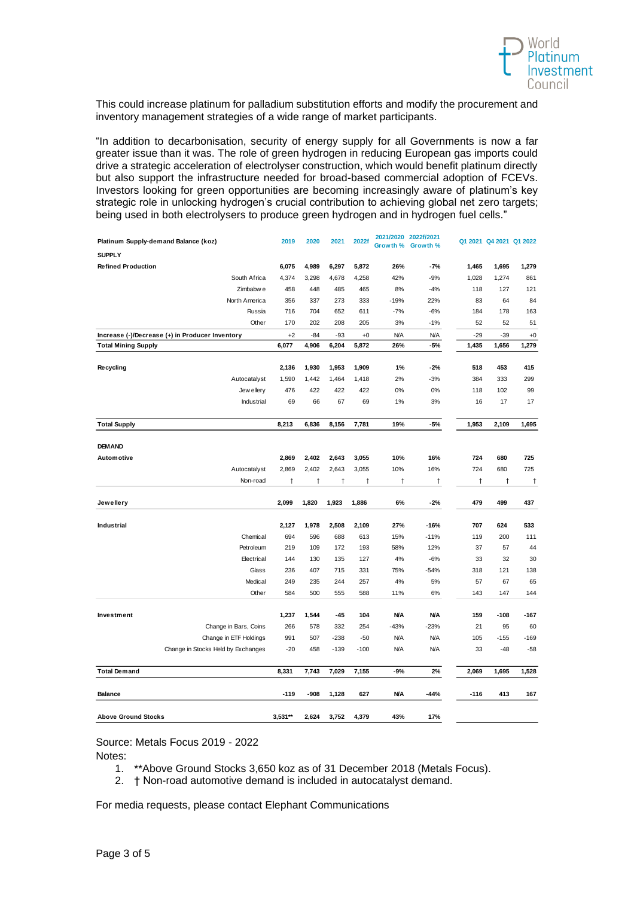This could increase platinum for palladium substitution efforts and modify the procurement and inventory management strategies of a wide range of market participants.

"In addition to decarbonisation, security of energy supply for all Governments is now a far greater issue than it was. The role of green hydrogen in reducing European gas imports could drive a strategic acceleration of electrolyser construction, which would benefit platinum directly but also support the infrastructure needed for broad-based commercial adoption of FCEVs. Investors looking for green opportunities are becoming increasingly aware of platinum's key strategic role in unlocking hydrogen's crucial contribution to achieving global net zero targets; being used in both electrolysers to produce green hydrogen and in hydrogen fuel cells."

| Platinum Supply-demand Balance (koz) | | 2019 | 2020 | 2021 | 2022f | 2021/2020 Growth % | 2022f/2021 Growth % | Q1 2021 | Q4 2021 | Q1 2022 |
|---|---|---|---|---|---|---|---|---|---|---|
| **SUPPLY** | | | | | | | | | | |
| **Refined Production** | | **6,075** | **4,989** | **6,297** | **5,872** | **26%** | **-7%** | **1,465** | **1,695** | **1,279** |
| | South Africa | 4,374 | 3,298 | 4,678 | 4,258 | 42% | -9% | 1,028 | 1,274 | 861 |
| | Zimbabwe | 458 | 448 | 485 | 465 | 8% | -4% | 118 | 127 | 121 |
| | North America | 356 | 337 | 273 | 333 | -19% | 22% | 83 | 64 | 84 |
| | Russia | 716 | 704 | 652 | 611 | -7% | -6% | 184 | 178 | 163 |
| | Other | 170 | 202 | 208 | 205 | 3% | -1% | 52 | 52 | 51 |
| **Increase (-)/Decrease (+) in Producer Inventory** | | +2 | -84 | -93 | +0 | N/A | N/A | -29 | -39 | +0 |
| **Total Mining Supply** | | **6,077** | **4,906** | **6,204** | **5,872** | **26%** | **-5%** | **1,435** | **1,656** | **1,279** |
| **Recycling** | | **2,136** | **1,930** | **1,953** | **1,909** | **1%** | **-2%** | **518** | **453** | **415** |
| | Autocatalyst | 1,590 | 1,442 | 1,464 | 1,418 | 2% | -3% | 384 | 333 | 299 |
| | Jewellery | 476 | 422 | 422 | 422 | 0% | 0% | 118 | 102 | 99 |
| | Industrial | 69 | 66 | 67 | 69 | 1% | 3% | 16 | 17 | 17 |
| **Total Supply** | | **8,213** | **6,836** | **8,156** | **7,781** | **19%** | **-5%** | **1,953** | **2,109** | **1,695** |
| **DEMAND** | | | | | | | | | | |
| **Automotive** | | **2,869** | **2,402** | **2,643** | **3,055** | **10%** | **16%** | **724** | **680** | **725** |
| | Autocatalyst | 2,869 | 2,402 | 2,643 | 3,055 | 10% | 16% | 724 | 680 | 725 |
| | Non-road | † | † | † | † | † | † | † | † | † |
| **Jewellery** | | **2,099** | **1,820** | **1,923** | **1,886** | **6%** | **-2%** | **479** | **499** | **437** |
| **Industrial** | | **2,127** | **1,978** | **2,508** | **2,109** | **27%** | **-16%** | **707** | **624** | **533** |
| | Chemical | 694 | 596 | 688 | 613 | 15% | -11% | 119 | 200 | 111 |
| | Petroleum | 219 | 109 | 172 | 193 | 58% | 12% | 37 | 57 | 44 |
| | Electrical | 144 | 130 | 135 | 127 | 4% | -6% | 33 | 32 | 30 |
| | Glass | 236 | 407 | 715 | 331 | 75% | -54% | 318 | 121 | 138 |
| | Medical | 249 | 235 | 244 | 257 | 4% | 5% | 57 | 67 | 65 |
| | Other | 584 | 500 | 555 | 588 | 11% | 6% | 143 | 147 | 144 |
| **Investment** | | **1,237** | **1,544** | **-45** | **104** | **N/A** | **N/A** | **159** | **-108** | **-167** |
| | Change in Bars, Coins | 266 | 578 | 332 | 254 | -43% | -23% | 21 | 95 | 60 |
| | Change in ETF Holdings | 991 | 507 | -238 | -50 | N/A | N/A | 105 | -155 | -169 |
| | Change in Stocks Held by Exchanges | -20 | 458 | -139 | -100 | N/A | N/A | 33 | -48 | -58 |
| **Total Demand** | | **8,331** | **7,743** | **7,029** | **7,155** | **-9%** | **2%** | **2,069** | **1,695** | **1,528** |
| **Balance** | | **-119** | **-908** | **1,128** | **627** | **N/A** | **-44%** | **-116** | **413** | **167** |
| **Above Ground Stocks** | | **3,531\*\*** | **2,624** | **3,752** | **4,379** | **43%** | **17%** | | | |

Source: Metals Focus 2019 - 2022

Notes:

1. **Above Ground Stocks 3,650 koz as of 31 December 2018 (Metals Focus).
2. † Non-road automotive demand is included in autocatalyst demand.

For media requests, please contact Elephant Communications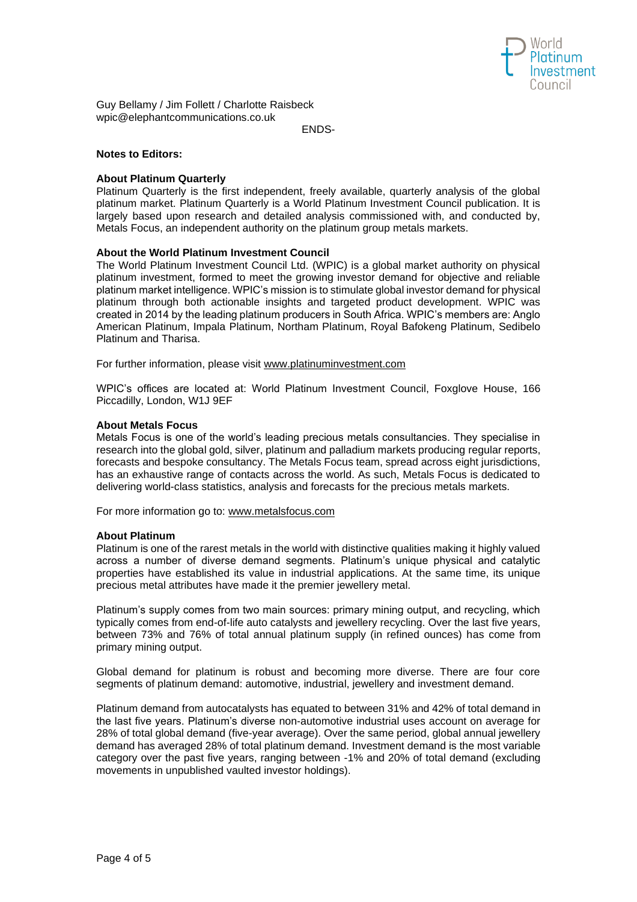Guy Bellamy / Jim Follett / Charlotte Raisbeck
wpic@elephantcommunications.co.uk

ENDS-

**Notes to Editors:**

**About Platinum Quarterly**

Platinum Quarterly is the first independent, freely available, quarterly analysis of the global platinum market. Platinum Quarterly is a World Platinum Investment Council publication. It is largely based upon research and detailed analysis commissioned with, and conducted by, Metals Focus, an independent authority on the platinum group metals markets.

**About the World Platinum Investment Council**

The World Platinum Investment Council Ltd. (WPIC) is a global market authority on physical platinum investment, formed to meet the growing investor demand for objective and reliable platinum market intelligence. WPIC's mission is to stimulate global investor demand for physical platinum through both actionable insights and targeted product development. WPIC was created in 2014 by the leading platinum producers in South Africa. WPIC's members are: Anglo American Platinum, Impala Platinum, Northam Platinum, Royal Bafokeng Platinum, Sedibelo Platinum and Tharisa.

For further information, please visit www.platinuminvestment.com

WPIC's offices are located at: World Platinum Investment Council, Foxglove House, 166 Piccadilly, London, W1J 9EF

**About Metals Focus**

Metals Focus is one of the world's leading precious metals consultancies. They specialise in research into the global gold, silver, platinum and palladium markets producing regular reports, forecasts and bespoke consultancy. The Metals Focus team, spread across eight jurisdictions, has an exhaustive range of contacts across the world. As such, Metals Focus is dedicated to delivering world-class statistics, analysis and forecasts for the precious metals markets.

For more information go to: www.metalsfocus.com

**About Platinum**

Platinum is one of the rarest metals in the world with distinctive qualities making it highly valued across a number of diverse demand segments. Platinum's unique physical and catalytic properties have established its value in industrial applications. At the same time, its unique precious metal attributes have made it the premier jewellery metal.

Platinum's supply comes from two main sources: primary mining output, and recycling, which typically comes from end-of-life auto catalysts and jewellery recycling. Over the last five years, between 73% and 76% of total annual platinum supply (in refined ounces) has come from primary mining output.

Global demand for platinum is robust and becoming more diverse. There are four core segments of platinum demand: automotive, industrial, jewellery and investment demand.

Platinum demand from autocatalysts has equated to between 31% and 42% of total demand in the last five years. Platinum's diverse non-automotive industrial uses account on average for 28% of total global demand (five-year average). Over the same period, global annual jewellery demand has averaged 28% of total platinum demand. Investment demand is the most variable category over the past five years, ranging between -1% and 20% of total demand (excluding movements in unpublished vaulted investor holdings).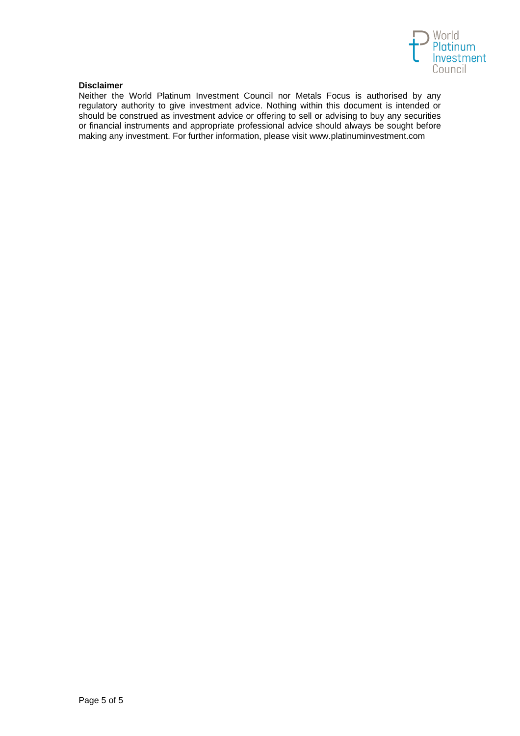**Disclaimer**

Neither the World Platinum Investment Council nor Metals Focus is authorised by any regulatory authority to give investment advice. Nothing within this document is intended or should be construed as investment advice or offering to sell or advising to buy any securities or financial instruments and appropriate professional advice should always be sought before making any investment. For further information, please visit www.platinuminvestment.com